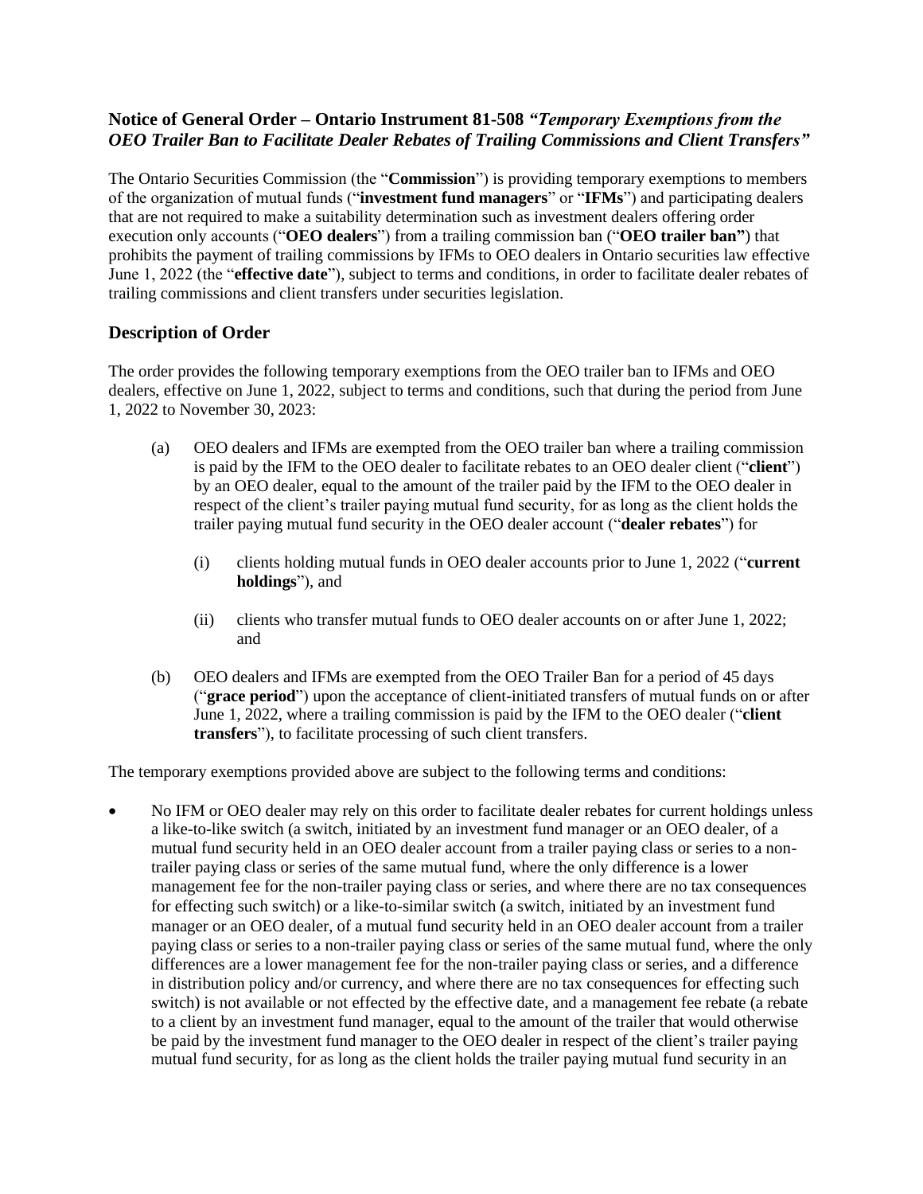### Notice of General Order – Ontario Instrument 81-508 *"Temporary Exemptions from the OEO Trailer Ban to Facilitate Dealer Rebates of Trailing Commissions and Client Transfers"*

The Ontario Securities Commission (the "**Commission**") is providing temporary exemptions to members of the organization of mutual funds ("**investment fund managers**" or "**IFMs**") and participating dealers that are not required to make a suitability determination such as investment dealers offering order execution only accounts ("**OEO dealers**") from a trailing commission ban ("**OEO trailer ban"**) that prohibits the payment of trailing commissions by IFMs to OEO dealers in Ontario securities law effective June 1, 2022 (the "**effective date**"), subject to terms and conditions, in order to facilitate dealer rebates of trailing commissions and client transfers under securities legislation.

## Description of Order

The order provides the following temporary exemptions from the OEO trailer ban to IFMs and OEO dealers, effective on June 1, 2022, subject to terms and conditions, such that during the period from June 1, 2022 to November 30, 2023:

(a) OEO dealers and IFMs are exempted from the OEO trailer ban where a trailing commission is paid by the IFM to the OEO dealer to facilitate rebates to an OEO dealer client ("**client**") by an OEO dealer, equal to the amount of the trailer paid by the IFM to the OEO dealer in respect of the client's trailer paying mutual fund security, for as long as the client holds the trailer paying mutual fund security in the OEO dealer account ("**dealer rebates**") for

   (i) clients holding mutual funds in OEO dealer accounts prior to June 1, 2022 ("**current holdings**"), and

   (ii) clients who transfer mutual funds to OEO dealer accounts on or after June 1, 2022; and

(b) OEO dealers and IFMs are exempted from the OEO Trailer Ban for a period of 45 days ("**grace period**") upon the acceptance of client-initiated transfers of mutual funds on or after June 1, 2022, where a trailing commission is paid by the IFM to the OEO dealer ("**client transfers**"), to facilitate processing of such client transfers.

The temporary exemptions provided above are subject to the following terms and conditions:

- No IFM or OEO dealer may rely on this order to facilitate dealer rebates for current holdings unless a like-to-like switch (a switch, initiated by an investment fund manager or an OEO dealer, of a mutual fund security held in an OEO dealer account from a trailer paying class or series to a non-trailer paying class or series of the same mutual fund, where the only difference is a lower management fee for the non-trailer paying class or series, and where there are no tax consequences for effecting such switch) or a like-to-similar switch (a switch, initiated by an investment fund manager or an OEO dealer, of a mutual fund security held in an OEO dealer account from a trailer paying class or series to a non-trailer paying class or series of the same mutual fund, where the only differences are a lower management fee for the non-trailer paying class or series, and a difference in distribution policy and/or currency, and where there are no tax consequences for effecting such switch) is not available or not effected by the effective date, and a management fee rebate (a rebate to a client by an investment fund manager, equal to the amount of the trailer that would otherwise be paid by the investment fund manager to the OEO dealer in respect of the client's trailer paying mutual fund security, for as long as the client holds the trailer paying mutual fund security in an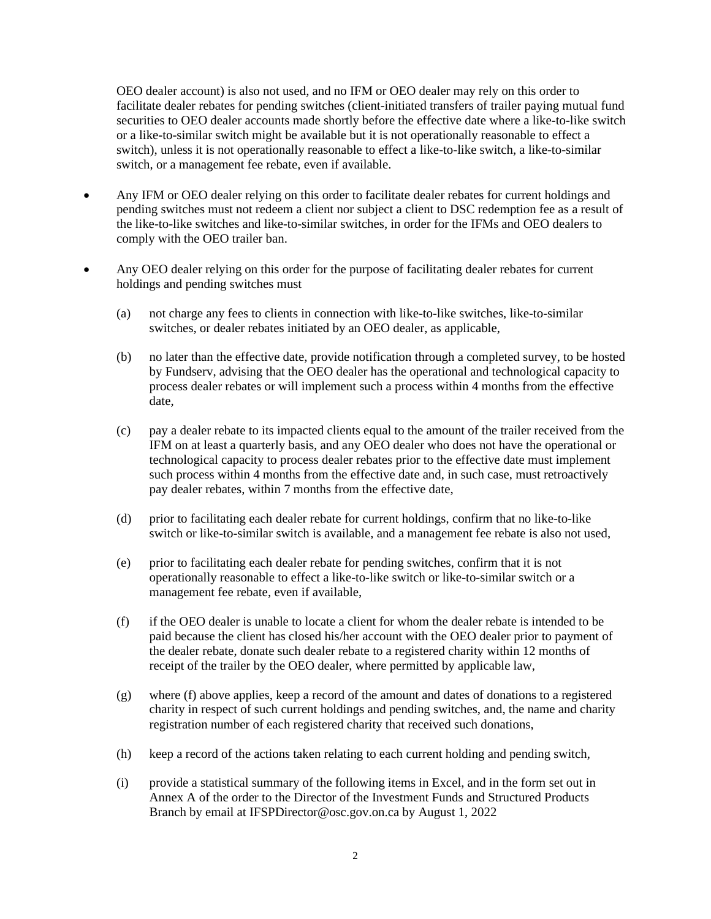OEO dealer account) is also not used, and no IFM or OEO dealer may rely on this order to facilitate dealer rebates for pending switches (client-initiated transfers of trailer paying mutual fund securities to OEO dealer accounts made shortly before the effective date where a like-to-like switch or a like-to-similar switch might be available but it is not operationally reasonable to effect a switch), unless it is not operationally reasonable to effect a like-to-like switch, a like-to-similar switch, or a management fee rebate, even if available.

- Any IFM or OEO dealer relying on this order to facilitate dealer rebates for current holdings and pending switches must not redeem a client nor subject a client to DSC redemption fee as a result of the like-to-like switches and like-to-similar switches, in order for the IFMs and OEO dealers to comply with the OEO trailer ban.

- Any OEO dealer relying on this order for the purpose of facilitating dealer rebates for current holdings and pending switches must

  (a) not charge any fees to clients in connection with like-to-like switches, like-to-similar switches, or dealer rebates initiated by an OEO dealer, as applicable,

  (b) no later than the effective date, provide notification through a completed survey, to be hosted by Fundserv, advising that the OEO dealer has the operational and technological capacity to process dealer rebates or will implement such a process within 4 months from the effective date,

  (c) pay a dealer rebate to its impacted clients equal to the amount of the trailer received from the IFM on at least a quarterly basis, and any OEO dealer who does not have the operational or technological capacity to process dealer rebates prior to the effective date must implement such process within 4 months from the effective date and, in such case, must retroactively pay dealer rebates, within 7 months from the effective date,

  (d) prior to facilitating each dealer rebate for current holdings, confirm that no like-to-like switch or like-to-similar switch is available, and a management fee rebate is also not used,

  (e) prior to facilitating each dealer rebate for pending switches, confirm that it is not operationally reasonable to effect a like-to-like switch or like-to-similar switch or a management fee rebate, even if available,

  (f) if the OEO dealer is unable to locate a client for whom the dealer rebate is intended to be paid because the client has closed his/her account with the OEO dealer prior to payment of the dealer rebate, donate such dealer rebate to a registered charity within 12 months of receipt of the trailer by the OEO dealer, where permitted by applicable law,

  (g) where (f) above applies, keep a record of the amount and dates of donations to a registered charity in respect of such current holdings and pending switches, and, the name and charity registration number of each registered charity that received such donations,

  (h) keep a record of the actions taken relating to each current holding and pending switch,

  (i) provide a statistical summary of the following items in Excel, and in the form set out in Annex A of the order to the Director of the Investment Funds and Structured Products Branch by email at IFSPDirector@osc.gov.on.ca by August 1, 2022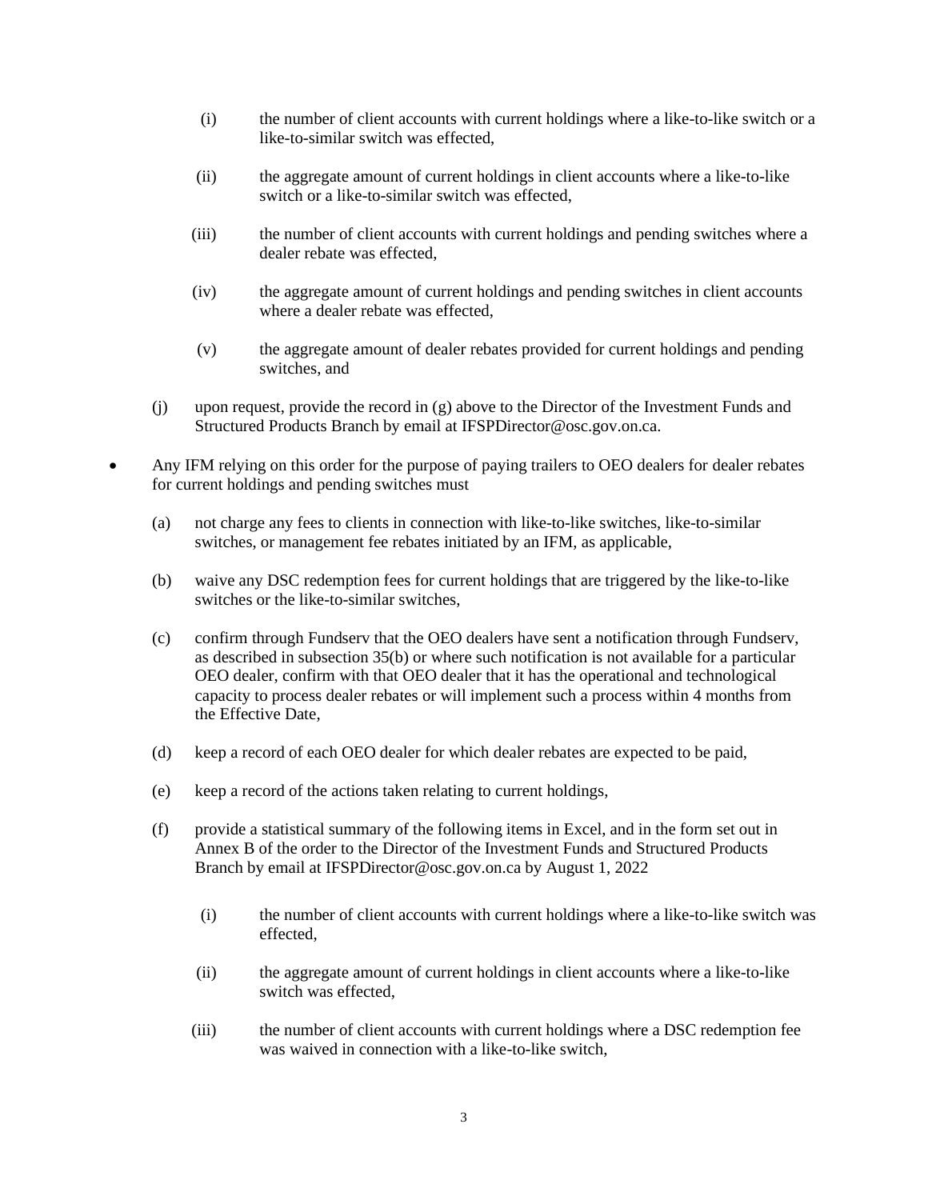(i) the number of client accounts with current holdings where a like-to-like switch or a like-to-similar switch was effected,

   (ii) the aggregate amount of current holdings in client accounts where a like-to-like switch or a like-to-similar switch was effected,

   (iii) the number of client accounts with current holdings and pending switches where a dealer rebate was effected,

   (iv) the aggregate amount of current holdings and pending switches in client accounts where a dealer rebate was effected,

   (v) the aggregate amount of dealer rebates provided for current holdings and pending switches, and

(j) upon request, provide the record in (g) above to the Director of the Investment Funds and Structured Products Branch by email at IFSPDirector@osc.gov.on.ca.

- Any IFM relying on this order for the purpose of paying trailers to OEO dealers for dealer rebates for current holdings and pending switches must

  (a) not charge any fees to clients in connection with like-to-like switches, like-to-similar switches, or management fee rebates initiated by an IFM, as applicable,

  (b) waive any DSC redemption fees for current holdings that are triggered by the like-to-like switches or the like-to-similar switches,

  (c) confirm through Fundserv that the OEO dealers have sent a notification through Fundserv, as described in subsection 35(b) or where such notification is not available for a particular OEO dealer, confirm with that OEO dealer that it has the operational and technological capacity to process dealer rebates or will implement such a process within 4 months from the Effective Date,

  (d) keep a record of each OEO dealer for which dealer rebates are expected to be paid,

  (e) keep a record of the actions taken relating to current holdings,

  (f) provide a statistical summary of the following items in Excel, and in the form set out in Annex B of the order to the Director of the Investment Funds and Structured Products Branch by email at IFSPDirector@osc.gov.on.ca by August 1, 2022

     (i) the number of client accounts with current holdings where a like-to-like switch was effected,

     (ii) the aggregate amount of current holdings in client accounts where a like-to-like switch was effected,

     (iii) the number of client accounts with current holdings where a DSC redemption fee was waived in connection with a like-to-like switch,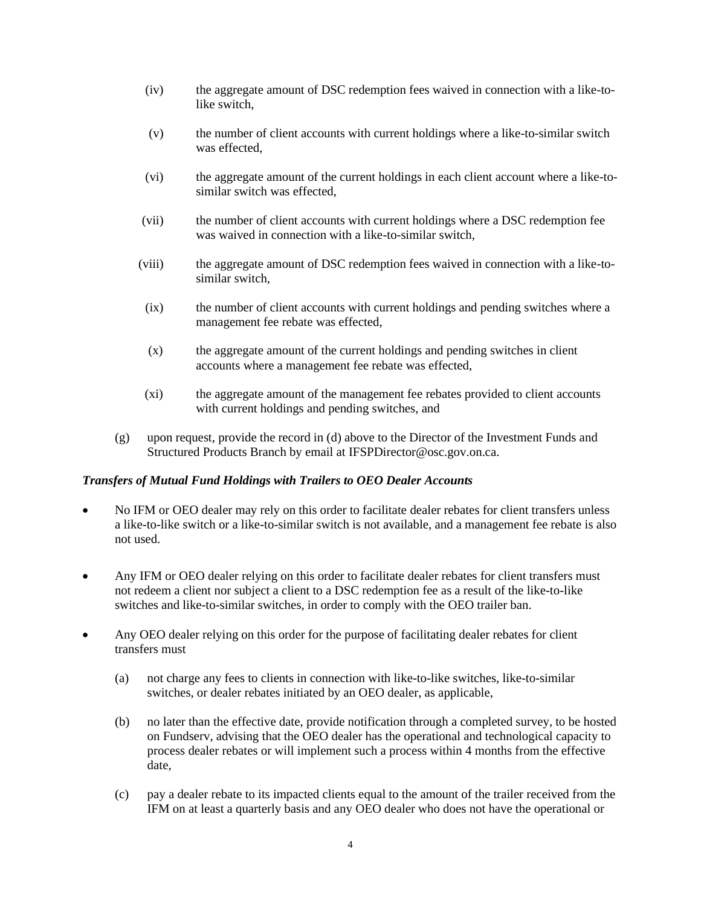(iv) the aggregate amount of DSC redemption fees waived in connection with a like-to-like switch,

(v) the number of client accounts with current holdings where a like-to-similar switch was effected,

(vi) the aggregate amount of the current holdings in each client account where a like-to-similar switch was effected,

(vii) the number of client accounts with current holdings where a DSC redemption fee was waived in connection with a like-to-similar switch,

(viii) the aggregate amount of DSC redemption fees waived in connection with a like-to-similar switch,

(ix) the number of client accounts with current holdings and pending switches where a management fee rebate was effected,

(x) the aggregate amount of the current holdings and pending switches in client accounts where a management fee rebate was effected,

(xi) the aggregate amount of the management fee rebates provided to client accounts with current holdings and pending switches, and

(g) upon request, provide the record in (d) above to the Director of the Investment Funds and Structured Products Branch by email at IFSPDirector@osc.gov.on.ca.

***Transfers of Mutual Fund Holdings with Trailers to OEO Dealer Accounts***

- No IFM or OEO dealer may rely on this order to facilitate dealer rebates for client transfers unless a like-to-like switch or a like-to-similar switch is not available, and a management fee rebate is also not used.

- Any IFM or OEO dealer relying on this order to facilitate dealer rebates for client transfers must not redeem a client nor subject a client to a DSC redemption fee as a result of the like-to-like switches and like-to-similar switches, in order to comply with the OEO trailer ban.

- Any OEO dealer relying on this order for the purpose of facilitating dealer rebates for client transfers must

  (a) not charge any fees to clients in connection with like-to-like switches, like-to-similar switches, or dealer rebates initiated by an OEO dealer, as applicable,

  (b) no later than the effective date, provide notification through a completed survey, to be hosted on Fundserv, advising that the OEO dealer has the operational and technological capacity to process dealer rebates or will implement such a process within 4 months from the effective date,

  (c) pay a dealer rebate to its impacted clients equal to the amount of the trailer received from the IFM on at least a quarterly basis and any OEO dealer who does not have the operational or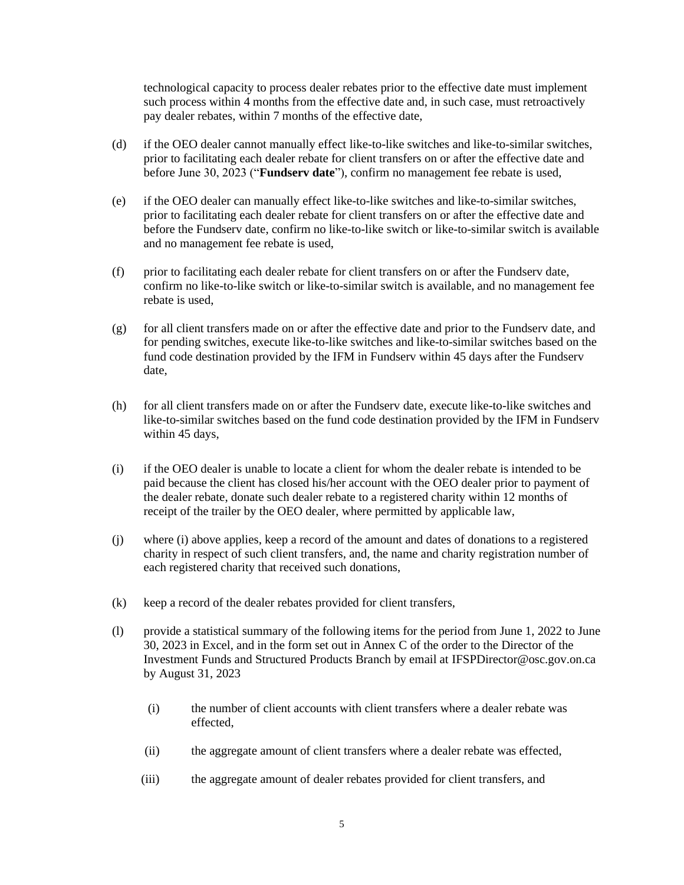technological capacity to process dealer rebates prior to the effective date must implement such process within 4 months from the effective date and, in such case, must retroactively pay dealer rebates, within 7 months of the effective date,

(d) if the OEO dealer cannot manually effect like-to-like switches and like-to-similar switches, prior to facilitating each dealer rebate for client transfers on or after the effective date and before June 30, 2023 ("**Fundserv date**"), confirm no management fee rebate is used,

(e) if the OEO dealer can manually effect like-to-like switches and like-to-similar switches, prior to facilitating each dealer rebate for client transfers on or after the effective date and before the Fundserv date, confirm no like-to-like switch or like-to-similar switch is available and no management fee rebate is used,

(f) prior to facilitating each dealer rebate for client transfers on or after the Fundserv date, confirm no like-to-like switch or like-to-similar switch is available, and no management fee rebate is used,

(g) for all client transfers made on or after the effective date and prior to the Fundserv date, and for pending switches, execute like-to-like switches and like-to-similar switches based on the fund code destination provided by the IFM in Fundserv within 45 days after the Fundserv date,

(h) for all client transfers made on or after the Fundserv date, execute like-to-like switches and like-to-similar switches based on the fund code destination provided by the IFM in Fundserv within 45 days,

(i) if the OEO dealer is unable to locate a client for whom the dealer rebate is intended to be paid because the client has closed his/her account with the OEO dealer prior to payment of the dealer rebate, donate such dealer rebate to a registered charity within 12 months of receipt of the trailer by the OEO dealer, where permitted by applicable law,

(j) where (i) above applies, keep a record of the amount and dates of donations to a registered charity in respect of such client transfers, and, the name and charity registration number of each registered charity that received such donations,

(k) keep a record of the dealer rebates provided for client transfers,

(l) provide a statistical summary of the following items for the period from June 1, 2022 to June 30, 2023 in Excel, and in the form set out in Annex C of the order to the Director of the Investment Funds and Structured Products Branch by email at IFSPDirector@osc.gov.on.ca by August 31, 2023

   (i) the number of client accounts with client transfers where a dealer rebate was effected,

   (ii) the aggregate amount of client transfers where a dealer rebate was effected,

   (iii) the aggregate amount of dealer rebates provided for client transfers, and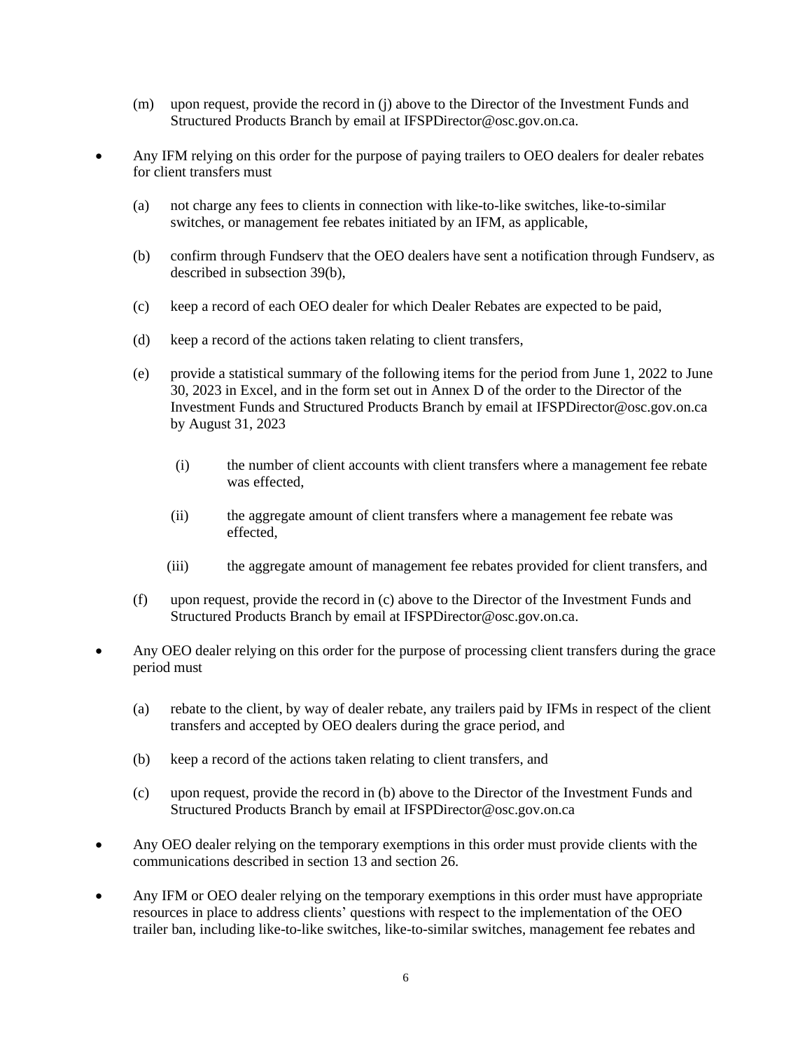(m) upon request, provide the record in (j) above to the Director of the Investment Funds and Structured Products Branch by email at IFSPDirector@osc.gov.on.ca.

- Any IFM relying on this order for the purpose of paying trailers to OEO dealers for dealer rebates for client transfers must

  (a) not charge any fees to clients in connection with like-to-like switches, like-to-similar switches, or management fee rebates initiated by an IFM, as applicable,

  (b) confirm through Fundserv that the OEO dealers have sent a notification through Fundserv, as described in subsection 39(b),

  (c) keep a record of each OEO dealer for which Dealer Rebates are expected to be paid,

  (d) keep a record of the actions taken relating to client transfers,

  (e) provide a statistical summary of the following items for the period from June 1, 2022 to June 30, 2023 in Excel, and in the form set out in Annex D of the order to the Director of the Investment Funds and Structured Products Branch by email at IFSPDirector@osc.gov.on.ca by August 31, 2023

    (i) the number of client accounts with client transfers where a management fee rebate was effected,

    (ii) the aggregate amount of client transfers where a management fee rebate was effected,

    (iii) the aggregate amount of management fee rebates provided for client transfers, and

  (f) upon request, provide the record in (c) above to the Director of the Investment Funds and Structured Products Branch by email at IFSPDirector@osc.gov.on.ca.

- Any OEO dealer relying on this order for the purpose of processing client transfers during the grace period must

  (a) rebate to the client, by way of dealer rebate, any trailers paid by IFMs in respect of the client transfers and accepted by OEO dealers during the grace period, and

  (b) keep a record of the actions taken relating to client transfers, and

  (c) upon request, provide the record in (b) above to the Director of the Investment Funds and Structured Products Branch by email at IFSPDirector@osc.gov.on.ca

- Any OEO dealer relying on the temporary exemptions in this order must provide clients with the communications described in section 13 and section 26.

- Any IFM or OEO dealer relying on the temporary exemptions in this order must have appropriate resources in place to address clients' questions with respect to the implementation of the OEO trailer ban, including like-to-like switches, like-to-similar switches, management fee rebates and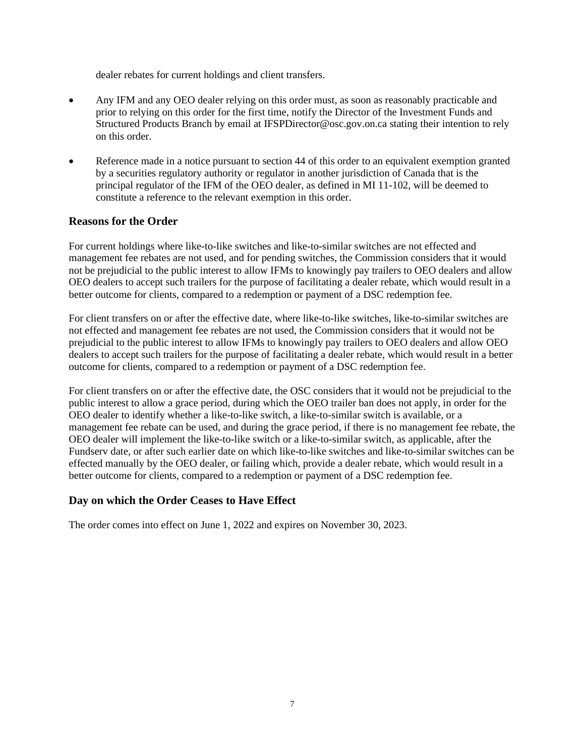dealer rebates for current holdings and client transfers.

- Any IFM and any OEO dealer relying on this order must, as soon as reasonably practicable and prior to relying on this order for the first time, notify the Director of the Investment Funds and Structured Products Branch by email at IFSPDirector@osc.gov.on.ca stating their intention to rely on this order.
- Reference made in a notice pursuant to section 44 of this order to an equivalent exemption granted by a securities regulatory authority or regulator in another jurisdiction of Canada that is the principal regulator of the IFM of the OEO dealer, as defined in MI 11-102, will be deemed to constitute a reference to the relevant exemption in this order.

## Reasons for the Order

For current holdings where like-to-like switches and like-to-similar switches are not effected and management fee rebates are not used, and for pending switches, the Commission considers that it would not be prejudicial to the public interest to allow IFMs to knowingly pay trailers to OEO dealers and allow OEO dealers to accept such trailers for the purpose of facilitating a dealer rebate, which would result in a better outcome for clients, compared to a redemption or payment of a DSC redemption fee.

For client transfers on or after the effective date, where like-to-like switches, like-to-similar switches are not effected and management fee rebates are not used, the Commission considers that it would not be prejudicial to the public interest to allow IFMs to knowingly pay trailers to OEO dealers and allow OEO dealers to accept such trailers for the purpose of facilitating a dealer rebate, which would result in a better outcome for clients, compared to a redemption or payment of a DSC redemption fee.

For client transfers on or after the effective date, the OSC considers that it would not be prejudicial to the public interest to allow a grace period, during which the OEO trailer ban does not apply, in order for the OEO dealer to identify whether a like-to-like switch, a like-to-similar switch is available, or a management fee rebate can be used, and during the grace period, if there is no management fee rebate, the OEO dealer will implement the like-to-like switch or a like-to-similar switch, as applicable, after the Fundserv date, or after such earlier date on which like-to-like switches and like-to-similar switches can be effected manually by the OEO dealer, or failing which, provide a dealer rebate, which would result in a better outcome for clients, compared to a redemption or payment of a DSC redemption fee.

## Day on which the Order Ceases to Have Effect

The order comes into effect on June 1, 2022 and expires on November 30, 2023.